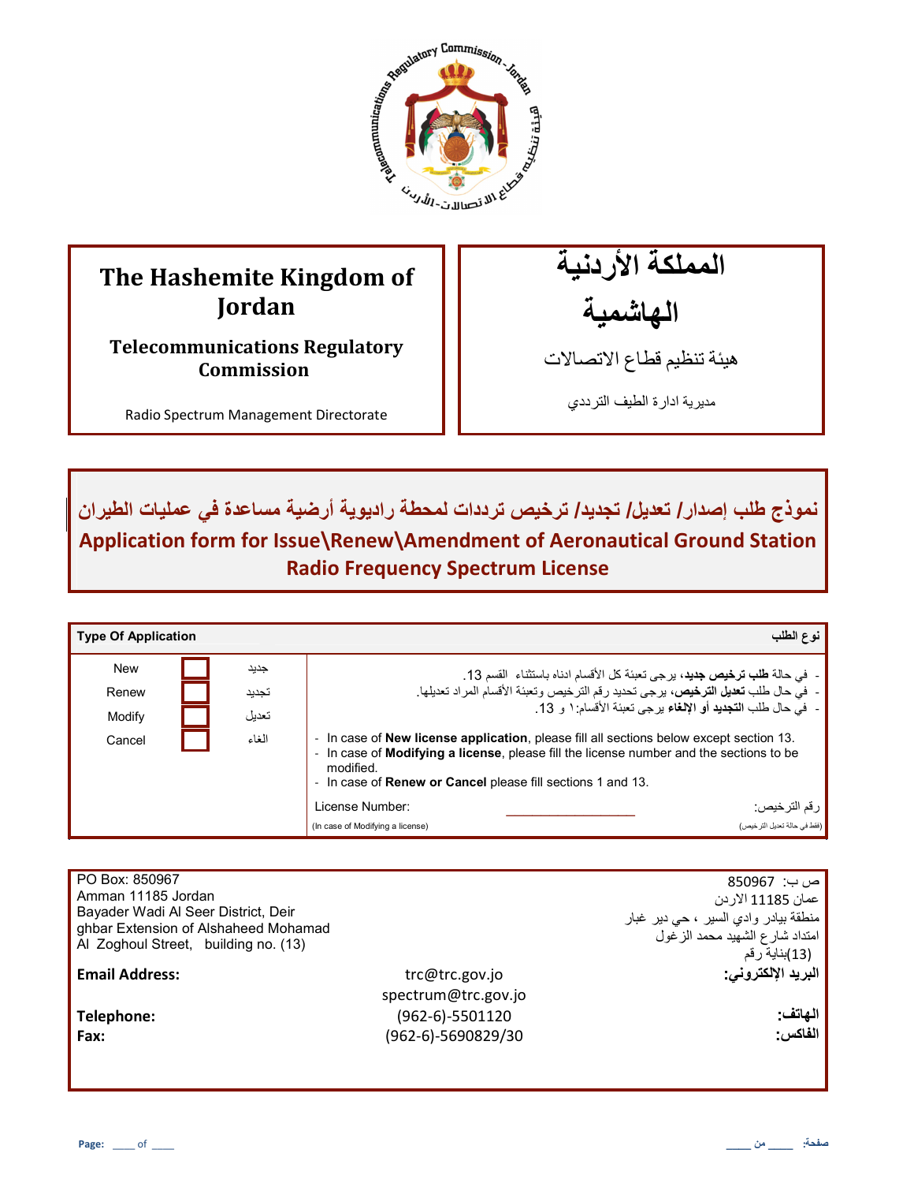# The Hashemite Kingdom of Jordan

## Telecommunications Regulatory Commission

Radio Spectrum Management Directorate

# المملكة الأردنية الهاشمية

## هيئة تنظيم قطاع الاتصالات

مديرية ادارة الطيف الترددي

## نموذج طلب إصدار/ تعديل/ تجديد/ ترخيص ترددات لمحطة راديوية أرضية مساعدة في عمليات الطيران

## Application form for Issue\Renew\Amendment of Aeronautical Ground Station Radio Frequency Spectrum License

| Type Of Application | | | نوع الطلب |
|---|---|---|---|
| New | ☐ | جديد | - في حالة **طلب ترخيص جديد**، يرجى تعبئة كل الأقسام ادناه باستثناء القسم 13. |
| Renew | ☐ | تجديد | - في حال طلب **تعديل الترخيص**، يرجى تحديد رقم الترخيص وتعبئة الأقسام المراد تعديلها. |
| Modify | ☐ | تعديل | - في حال طلب **التجديد أو الإلغاء** يرجى تعبئة الأقسام:١ و 13. |
| Cancel | ☐ | الغاء | - In case of **New license application**, please fill all sections below except section 13.<br>- In case of **Modifying a license**, please fill the license number and the sections to be modified.<br>- In case of **Renew or Cancel** please fill sections 1 and 13. |
| | | | License Number: ______________ :رقم الترخيص<br>(In case of Modifying a license) (فقط في حالة تعديل الترخيص) |

| | | |
|---|---|---|
| PO Box: 850967<br>Amman 11185 Jordan<br>Bayader Wadi Al Seer District, Deir ghbar Extension of Alshaheed Mohamad Al Zoghoul Street, building no. (13) | | ص ب: 850967<br>عمان 11185 الاردن<br>منطقة بيادر وادي السير ، حي دير غبار<br>امتداد شارع الشهيد محمد الزغول<br>(13)بناية رقم |
| **Email Address:** | trc@trc.gov.jo<br>spectrum@trc.gov.jo | **البريد الإلكتروني:** |
| **Telephone:** | (962-6)-5501120 | **الهاتف:** |
| **Fax:** | (962-6)-5690829/30 | **الفاكس:** |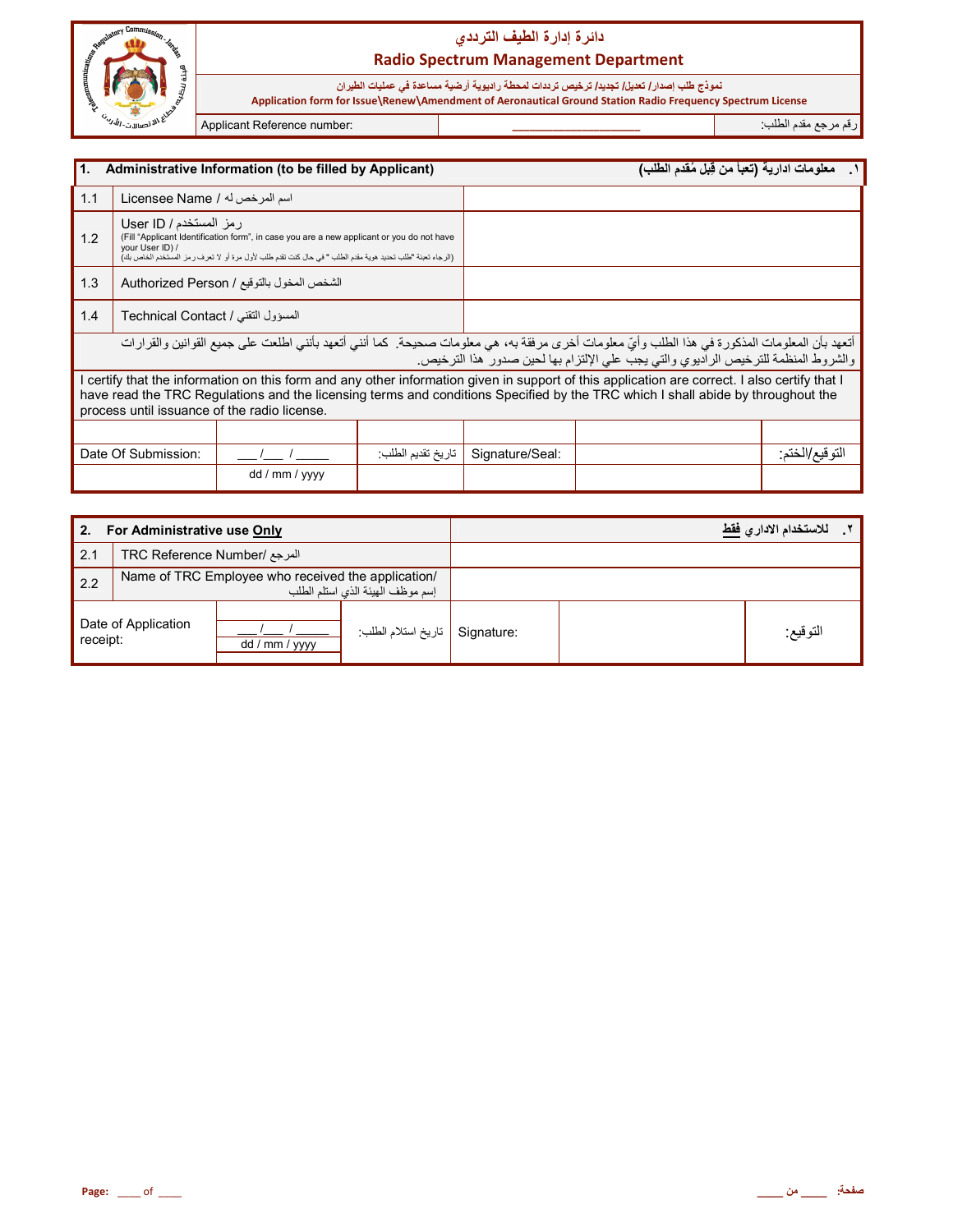# دائرة إدارة الطيف الترددي

## Radio Spectrum Management Department

نموذج طلب إصدار/ تعديل/ تجديد/ ترخيص ترددات لمحطة راديوية أرضية مساعدة في عمليات الطيران

Application form for Issue\Renew\Amendment of Aeronautical Ground Station Radio Frequency Spectrum License

| Applicant Reference number: | ___________________ | رقم مرجع مقدم الطلب: |
|---|---|---|

| 1. Administrative Information (to be filled by Applicant) | ١. معلومات ادارية (تعبأ من قبل مُقدم الطلب) |
|---|---|
| 1.1 Licensee Name / اسم المرخص له | |
| 1.2 User ID / رمز المستخدم (Fill "Applicant Identification form", in case you are a new applicant or you do not have your User ID) / (الرجاء تعبئة "طلب تحديد هوية مقدم الطلب " في حال كنت تقدم طلب لأول مرة أو لا تعرف رمز المستخدم الخاص بك) | |
| 1.3 Authorized Person / الشخص المخول بالتوقيع | |
| 1.4 Technical Contact / المسؤول التقني | |

أتعهد بأن المعلومات المذكورة في هذا الطلب وأيّ معلومات أخرى مرفقة به، هي معلومات صحيحة. كما أنني أتعهد بأنني اطلعت على جميع القوانين والقرارات والشروط المنظمة للترخيص الراديوي والتي يجب علي الإلتزام بها لحين صدور هذا الترخيص.

I certify that the information on this form and any other information given in support of this application are correct. I also certify that I have read the TRC Regulations and the licensing terms and conditions Specified by the TRC which I shall abide by throughout the process until issuance of the radio license.

| Date Of Submission: | ___/___ / _____ dd / mm / yyyy | تاريخ تقديم الطلب: | Signature/Seal: | | التوقيع/الختم: |
|---|---|---|---|---|---|

| 2. For Administrative use **Only** | ٢. للاستخدام الاداري **فقط** |
|---|---|
| 2.1 TRC Reference Number/ المرجع | |
| 2.2 Name of TRC Employee who received the application/ إسم موظف الهيئة الذي استلم الطلب | |

| Date of Application receipt: | ___/___ / _____ dd / mm / yyyy | تاريخ استلام الطلب: | Signature: | | التوقيع: |
|---|---|---|---|---|---|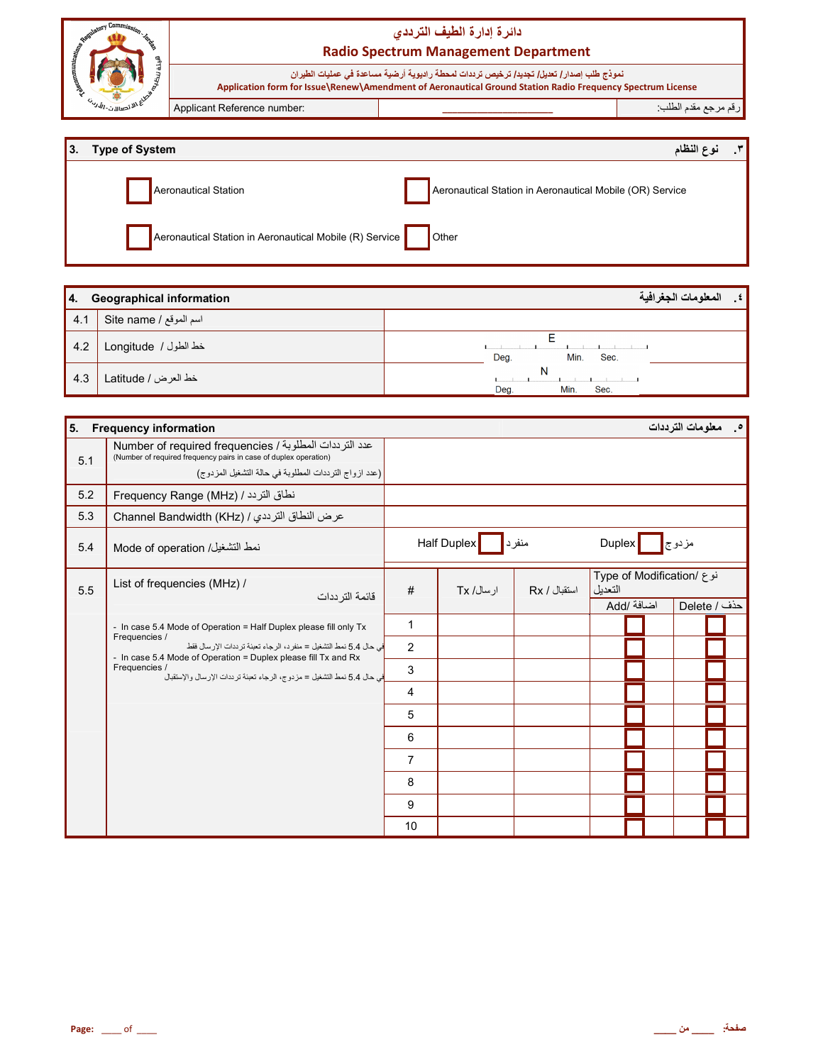# دائرة إدارة الطيف الترددي
# Radio Spectrum Management Department

نموذج طلب إصدار/ تعديل/ تجديد/ ترخيص ترددات لمحطة راديوية أرضية مساعدة في عمليات الطيران
**Application form for Issue\Renew\Amendment of Aeronautical Ground Station Radio Frequency Spectrum License**

| Applicant Reference number: | ___________________ | رقم مرجع مقدم الطلب: |
|---|---|---|

## 3. Type of System / ٣. نوع النظام

- ☐ Aeronautical Station
- ☐ Aeronautical Station in Aeronautical Mobile (OR) Service
- ☐ Aeronautical Station in Aeronautical Mobile (R) Service
- ☐ Other

## 4. Geographical information / ٤. المعلومات الجغرافية

| | | |
|---|---|---|
| 4.1 | Site name / اسم الموقع | |
| 4.2 | Longitude / خط الطول | E ___ Deg. ___ Min. ___ Sec. |
| 4.3 | Latitude / خط العرض | N ___ Deg. ___ Min. ___ Sec. |

## 5. Frequency information / ٥. معلومات الترددات

| | | |
|---|---|---|
| 5.1 | Number of required frequencies / عدد الترددات المطلوبة (Number of required frequency pairs in case of duplex operation) (عدد ازواج الترددات المطلوبة في حالة التشغيل المزدوج) | |
| 5.2 | Frequency Range (MHz) / نطاق التردد | |
| 5.3 | Channel Bandwidth (KHz) / عرض النطاق الترددي | |
| 5.4 | Mode of operation /نمط التشغيل | Half Duplex ☐ منفرد &nbsp;&nbsp;&nbsp; Duplex ☐ مزدوج |

**5.5 List of frequencies (MHz) / قائمة الترددات**

- In case 5.4 Mode of Operation = Half Duplex please fill only Tx Frequencies / في حال 5.4 نمط التشغيل = منفرد، الرجاء تعبئة ترددات الإرسال فقط
- In case 5.4 Mode of Operation = Duplex please fill Tx and Rx Frequencies / في حال 5.4 نمط التشغيل = مزدوج، الرجاء تعبئة ترددات الإرسال والإستقبال

| # | Tx / ارسال | Rx / استقبال | Type of Modification/ نوع التعديل | |
|---|---|---|---|---|
| | | | Add/ اضافة | Delete / حذف |
| 1 | | | ☐ | ☐ |
| 2 | | | ☐ | ☐ |
| 3 | | | ☐ | ☐ |
| 4 | | | ☐ | ☐ |
| 5 | | | ☐ | ☐ |
| 6 | | | ☐ | ☐ |
| 7 | | | ☐ | ☐ |
| 8 | | | ☐ | ☐ |
| 9 | | | ☐ | ☐ |
| 10 | | | ☐ | ☐ |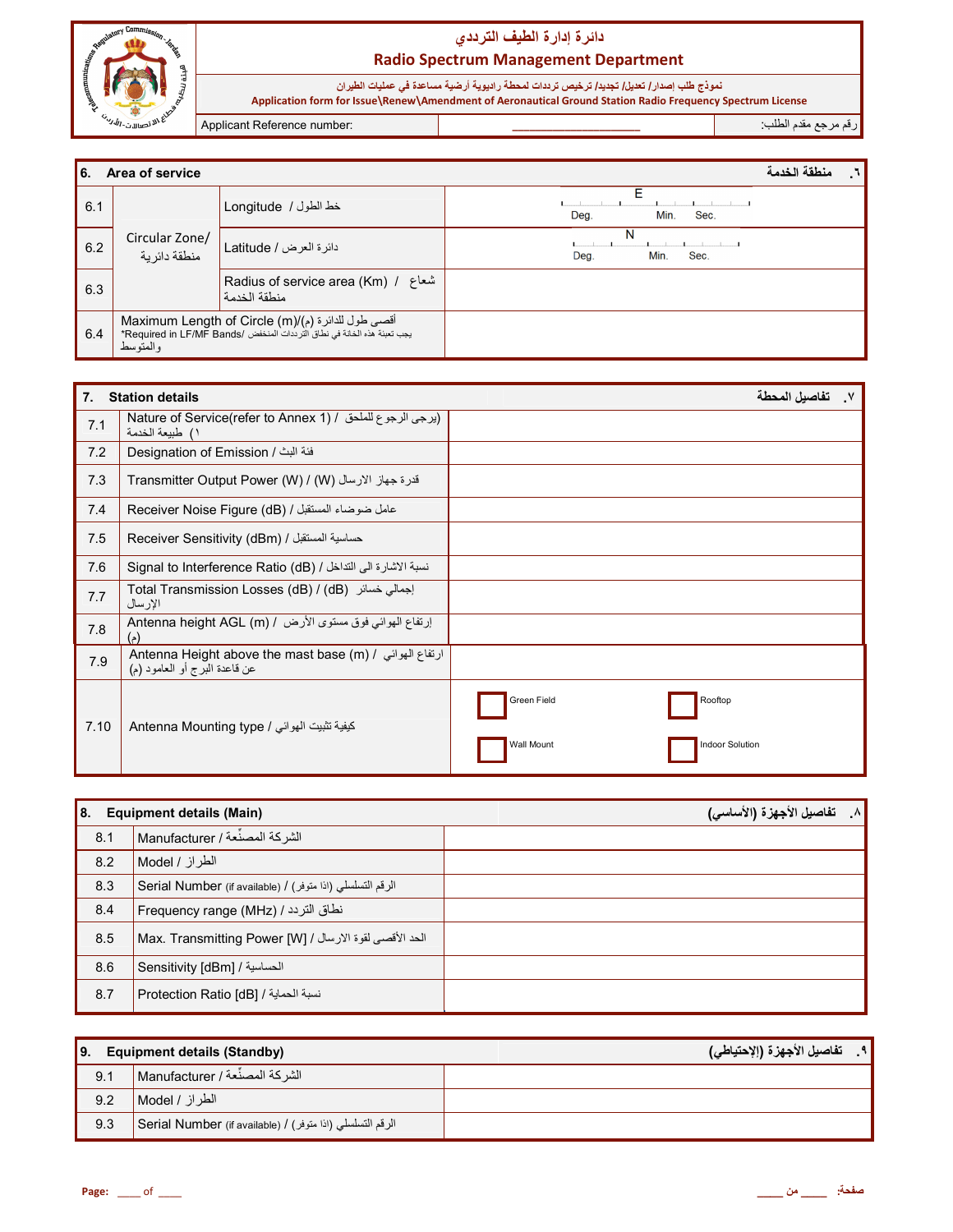# دائرة إدارة الطيف الترددي
## Radio Spectrum Management Department

نموذج طلب إصدار/ تعديل/ تجديد/ ترخيص ترددات لمحطة راديوية أرضية مساعدة في عمليات الطيران

**Application form for Issue\Renew\Amendment of Aeronautical Ground Station Radio Frequency Spectrum License**

| Applicant Reference number: | ____________________ | رقم مرجع مقدم الطلب: |
|---|---|---|

| **6. Area of service** | | | **٦. منطقة الخدمة** |
|---|---|---|---|
| 6.1 | Circular Zone/ منطقة دائرية | Longitude / خط الطول | E Deg. Min. Sec. |
| 6.2 | | Latitude / دائرة العرض | N Deg. Min. Sec. |
| 6.3 | | Radius of service area (Km) / شعاع منطقة الخدمة | |
| 6.4 | Maximum Length of Circle (m)/(م) أقصى طول للدائرة *Required in LF/MF Bands/ يجب تعبئة هذه الخانة في نطاق الترددات المنخفض والمتوسط | | |

| **7. Station details** | | **٧. تفاصيل المحطة** |
|---|---|---|
| 7.1 | Nature of Service(refer to Annex 1) / (يرجى الرجوع للملحق ١) طبيعة الخدمة | |
| 7.2 | Designation of Emission / فئة البث | |
| 7.3 | Transmitter Output Power (W) / (W) قدرة جهاز الارسال | |
| 7.4 | Receiver Noise Figure (dB) / عامل ضوضاء المستقبل | |
| 7.5 | Receiver Sensitivity (dBm) / حساسية المستقبل | |
| 7.6 | Signal to Interference Ratio (dB) / نسبة الاشارة الى التداخل | |
| 7.7 | Total Transmission Losses (dB) / (dB) إجمالي خسائر الإرسال | |
| 7.8 | Antenna height AGL (m) / إرتفاع الهوائي فوق مستوى الأرض (م) | |
| 7.9 | Antenna Height above the mast base (m) / ارتفاع الهوائي عن قاعدة البرج أو العامود (م) | |
| 7.10 | Antenna Mounting type / كيفية تثبيت الهوائي | ☐ Green Field ☐ Rooftop ☐ Wall Mount ☐ Indoor Solution |

| **8. Equipment details (Main)** | | **٨. تفاصيل الأجهزة (الأساسي)** |
|---|---|---|
| 8.1 | Manufacturer / الشركة المصنِّعة | |
| 8.2 | Model / الطراز | |
| 8.3 | Serial Number (if available) / (اذا متوفر) الرقم التسلسلي | |
| 8.4 | Frequency range (MHz) / نطاق التردد | |
| 8.5 | Max. Transmitting Power [W] / الحد الأقصى لقوة الارسال | |
| 8.6 | Sensitivity [dBm] / الحساسية | |
| 8.7 | Protection Ratio [dB] / نسبة الحماية | |

| **9. Equipment details (Standby)** | | **٩. تفاصيل الأجهزة (الإحتياطي)** |
|---|---|---|
| 9.1 | Manufacturer / الشركة المصنِّعة | |
| 9.2 | Model / الطراز | |
| 9.3 | Serial Number (if available) / (اذا متوفر) الرقم التسلسلي | |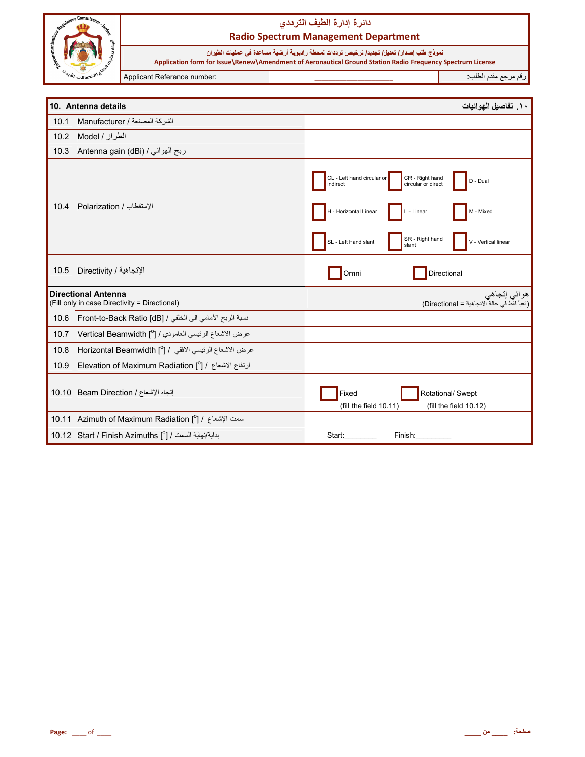# دائرة إدارة الطيف الترددي
## Radio Spectrum Management Department

نموذج طلب إصدار/ تعديل/ تجديد/ ترخيص ترددات لمحطة راديوية أرضية مساعدة في عمليات الطيران

**Application form for Issue\Renew\Amendment of Aeronautical Ground Station Radio Frequency Spectrum License**

| Applicant Reference number: | ____________________ | رقم مرجع مقدم الطلب: |
|---|---|---|

| 10. Antenna details | | ١٠. تفاصيل الهوائيات |
|---|---|---|
| 10.1 | Manufacturer / الشركة المصنعة | |
| 10.2 | Model / الطراز | |
| 10.3 | Antenna gain (dBi) / ربح الهوائي | |
| 10.4 | Polarization / الإستقطاب | ☐ CL - Left hand circular or indirect ☐ CR - Right hand circular or direct ☐ D - Dual ☐ H - Horizontal Linear ☐ L - Linear ☐ M - Mixed ☐ SL - Left hand slant ☐ SR - Right hand slant ☐ V - Vertical linear |
| 10.5 | Directivity / الإتجاهية | ☐ Omni ☐ Directional |
| **Directional Antenna** (Fill only in case Directivity = Directional) | | **هوائي إتجاهي** (تعبأ فقط في حالة الاتجاهية = Directional) |
| 10.6 | Front-to-Back Ratio [dB] / نسبة الربح الأمامي الى الخلفي | |
| 10.7 | Vertical Beamwidth [°] / عرض الاشعاع الرئيسي العامودي | |
| 10.8 | Horizontal Beamwidth [°] / عرض الاشعاع الرئيسي الافقي | |
| 10.9 | Elevation of Maximum Radiation [°] / ارتفاع الاشعاع | |
| 10.10 | Beam Direction / إتجاه الإشعاع | ☐ Fixed (fill the field 10.11) ☐ Rotational/ Swept (fill the field 10.12) |
| 10.11 | Azimuth of Maximum Radiation [°] / سمت الإشعاع | |
| 10.12 | Start / Finish Azimuths [°] / بداية/نهاية السمت | Start:________ Finish:_________ |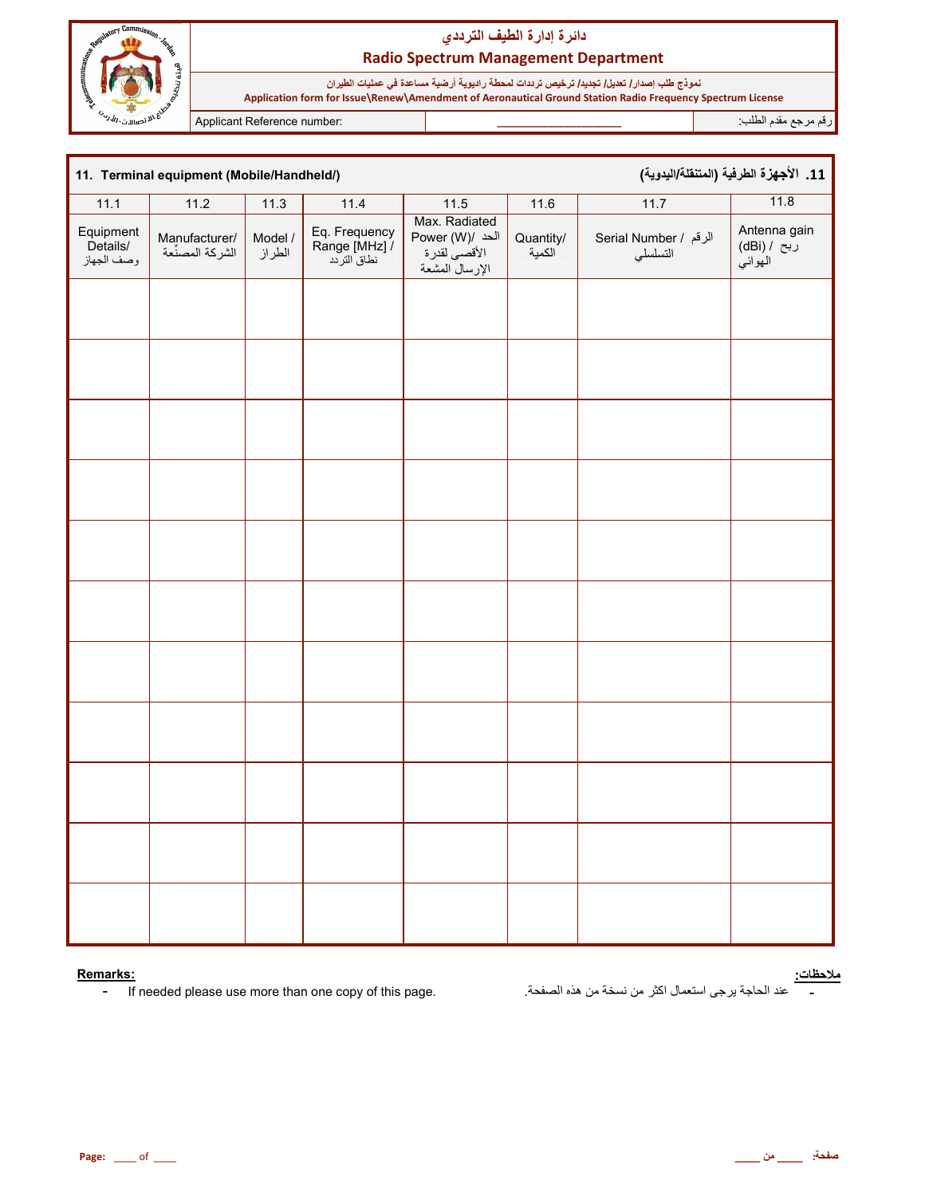# دائرة إدارة الطيف الترددي
## Radio Spectrum Management Department

نموذج طلب إصدار/ تعديل/ تجديد/ ترخيص ترددات لمحطة راديوية أرضية مساعدة في عمليات الطيران
**Application form for Issue\Renew\Amendment of Aeronautical Ground Station Radio Frequency Spectrum License**

| Applicant Reference number: | ____________________ | رقم مرجع مقدم الطلب: |
|---|---|---|

### 11. Terminal equipment (Mobile/Handheld/) — 11. الأجهزة الطرفية (المتنقلة/اليدوية)

| 11.1 | 11.2 | 11.3 | 11.4 | 11.5 | 11.6 | 11.7 | 11.8 |
|---|---|---|---|---|---|---|---|
| Equipment Details/ وصف الجهاز | Manufacturer/ الشركة المصنّعة | Model / الطراز | Eq. Frequency Range [MHz] / نطاق التردد | Max. Radiated Power (W)/ الحد الأقصى لقدرة الإرسال المشعة | Quantity/ الكمية | Serial Number / الرقم التسلسلي | Antenna gain (dBi) / ربح الهوائي |
| | | | | | | | |
| | | | | | | | |
| | | | | | | | |
| | | | | | | | |
| | | | | | | | |
| | | | | | | | |
| | | | | | | | |
| | | | | | | | |
| | | | | | | | |
| | | | | | | | |
| | | | | | | | |

**Remarks:**
- If needed please use more than one copy of this page.

**ملاحظات:**
- عند الحاجة يرجى استعمال اكثر من نسخة من هذه الصفحة.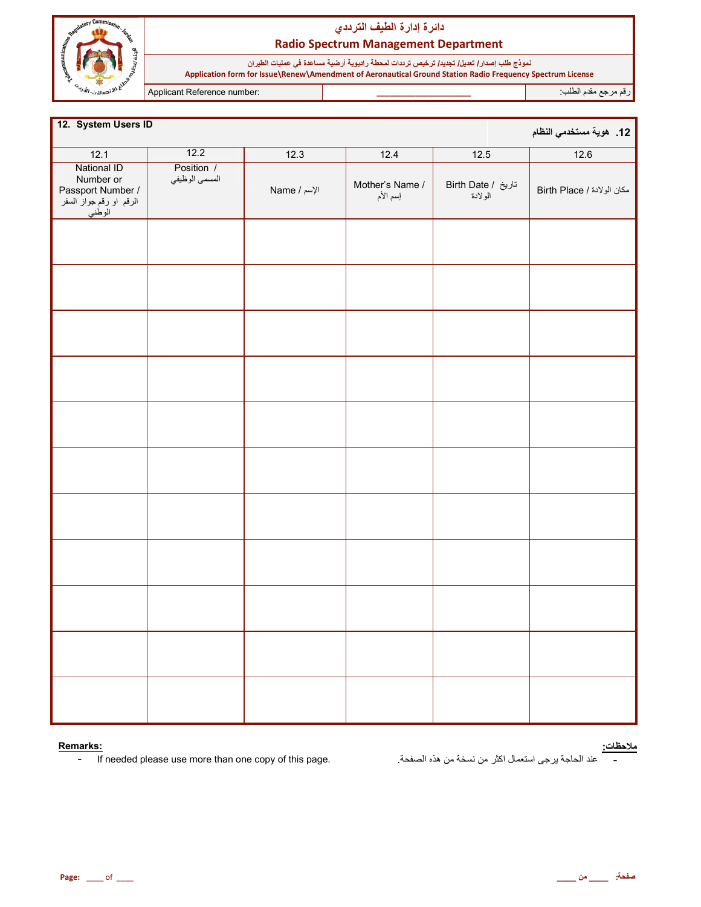# دائرة إدارة الطيف الترددي
## Radio Spectrum Management Department

نموذج طلب إصدار/ تعديل/ تجديد/ ترخيص ترددات لمحطة راديوية أرضية مساعدة في عمليات الطيران

**Application form for Issue\Renew\Amendment of Aeronautical Ground Station Radio Frequency Spectrum License**

| Applicant Reference number: | ____________________ | رقم مرجع مقدم الطلب: |
|---|---|---|

**12. System Users ID** — **12. هوية مستخدمي النظام**

| 12.1 | 12.2 | 12.3 | 12.4 | 12.5 | 12.6 |
|---|---|---|---|---|---|
| National ID Number or Passport Number / الرقم او رقم جواز السفر الوطني | Position / المسمى الوظيفي | Name / الإسم | Mother's Name / إسم الأم | Birth Date / تاريخ الولادة | Birth Place / مكان الولادة |
| | | | | | |
| | | | | | |
| | | | | | |
| | | | | | |
| | | | | | |
| | | | | | |
| | | | | | |
| | | | | | |
| | | | | | |
| | | | | | |
| | | | | | |

**Remarks:**
- If needed please use more than one copy of this page.

**ملاحظات:**
- عند الحاجة يرجى استعمال اكثر من نسخة من هذه الصفحة.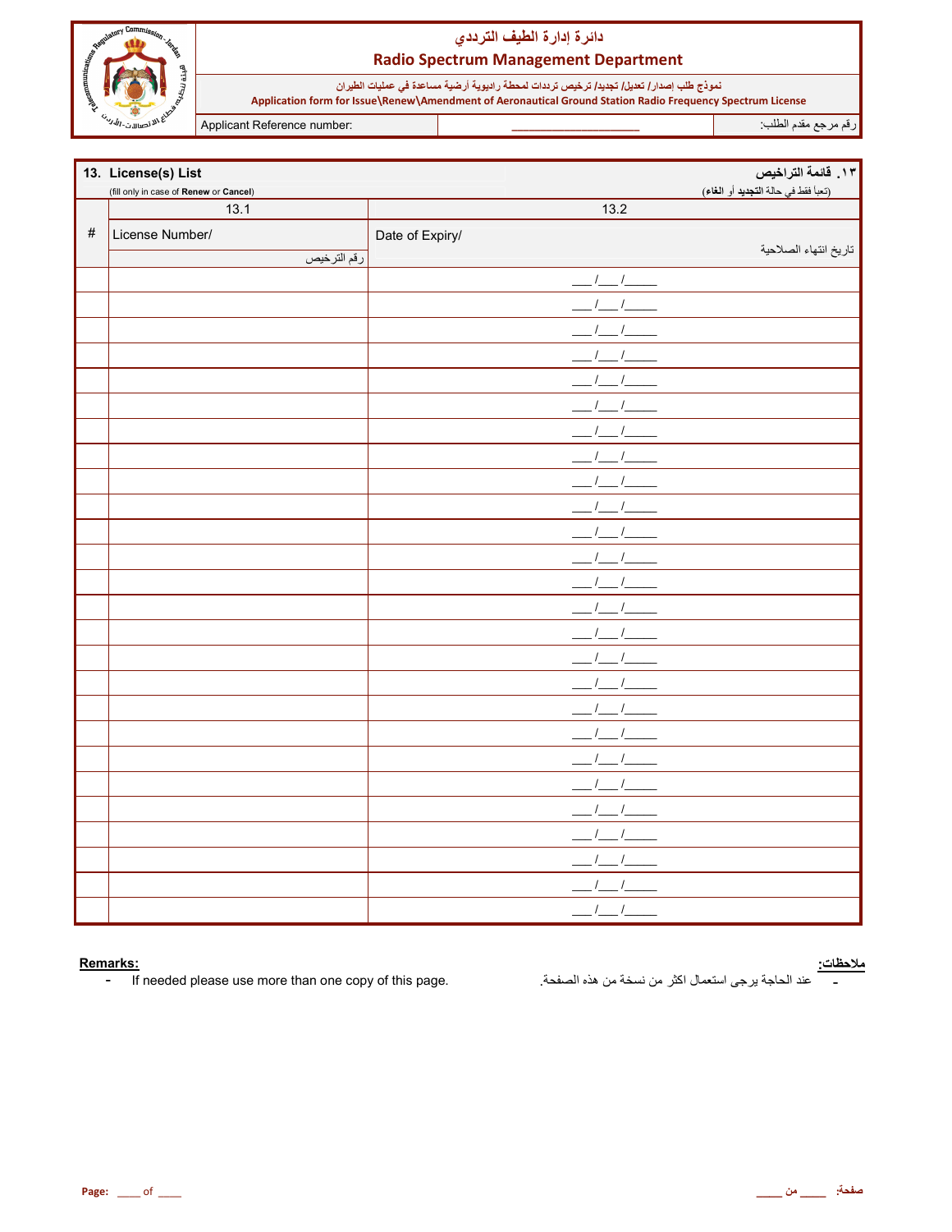دائرة إدارة الطيف الترددي

**Radio Spectrum Management Department**

نموذج طلب إصدار/ تعديل/ تجديد/ ترخيص ترددات لمحطة راديوية أرضية مساعدة في عمليات الطيران

**Application form for Issue\Renew\Amendment of Aeronautical Ground Station Radio Frequency Spectrum License**

| Applicant Reference number: | ____________________ | رقم مرجع مقدم الطلب: |
|---|---|---|

## 13. License(s) List — ١٣. قائمة التراخيص

(fill only in case of **Renew** or **Cancel**) (تعبأ فقط في حالة **التجديد** أو **الغاء**)

| # | 13.1 | 13.2 |
|---|---|---|
| | License Number/ رقم الترخيص | Date of Expiry/ تاريخ انتهاء الصلاحية |
| | | ___/___/_____ |
| | | ___/___/_____ |
| | | ___/___/_____ |
| | | ___/___/_____ |
| | | ___/___/_____ |
| | | ___/___/_____ |
| | | ___/___/_____ |
| | | ___/___/_____ |
| | | ___/___/_____ |
| | | ___/___/_____ |
| | | ___/___/_____ |
| | | ___/___/_____ |
| | | ___/___/_____ |
| | | ___/___/_____ |
| | | ___/___/_____ |
| | | ___/___/_____ |
| | | ___/___/_____ |
| | | ___/___/_____ |
| | | ___/___/_____ |
| | | ___/___/_____ |
| | | ___/___/_____ |
| | | ___/___/_____ |
| | | ___/___/_____ |
| | | ___/___/_____ |
| | | ___/___/_____ |
| | | ___/___/_____ |

**Remarks:**

- If needed please use more than one copy of this page.

**ملاحظات:**

- عند الحاجة يرجى استعمال اكثر من نسخة من هذه الصفحة.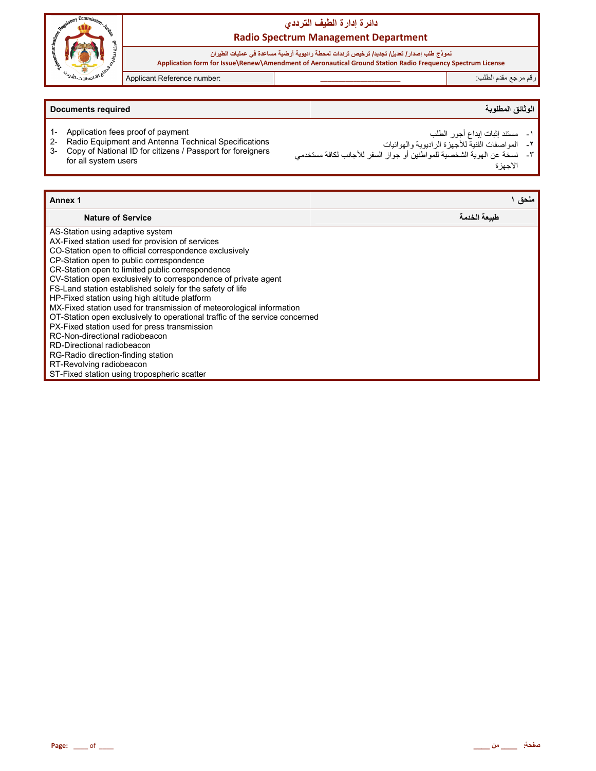# دائرة إدارة الطيف الترددي

## Radio Spectrum Management Department

نموذج طلب إصدار/ تعديل/ تجديد/ ترخيص ترددات لمحطة راديوية أرضية مساعدة في عمليات الطيران

**Application form for Issue\Renew\Amendment of Aeronautical Ground Station Radio Frequency Spectrum License**

| Applicant Reference number: | ____________________ | رقم مرجع مقدم الطلب: |
|---|---|---|

| Documents required | الوثائق المطلوبة |
|---|---|
| 1- Application fees proof of payment<br>2- Radio Equipment and Antenna Technical Specifications<br>3- Copy of National ID for citizens / Passport for foreigners for all system users | ١- مستند إثبات إيداع أجور الطلب<br>٢- المواصفات الفنية للأجهزة الراديوية والهوائيات<br>٣- نسخة عن الهوية الشخصية للمواطنين أو جواز السفر للأجانب لكافة مستخدمي الاجهزة |

| Annex 1 | ملحق ١ |
|---|---|
| **Nature of Service** | **طبيعة الخدمة** |

AS-Station using adaptive system
AX-Fixed station used for provision of services
CO-Station open to official correspondence exclusively
CP-Station open to public correspondence
CR-Station open to limited public correspondence
CV-Station open exclusively to correspondence of private agent
FS-Land station established solely for the safety of life
HP-Fixed station using high altitude platform
MX-Fixed station used for transmission of meteorological information
OT-Station open exclusively to operational traffic of the service concerned
PX-Fixed station used for press transmission
RC-Non-directional radiobeacon
RD-Directional radiobeacon
RG-Radio direction-finding station
RT-Revolving radiobeacon
ST-Fixed station using tropospheric scatter